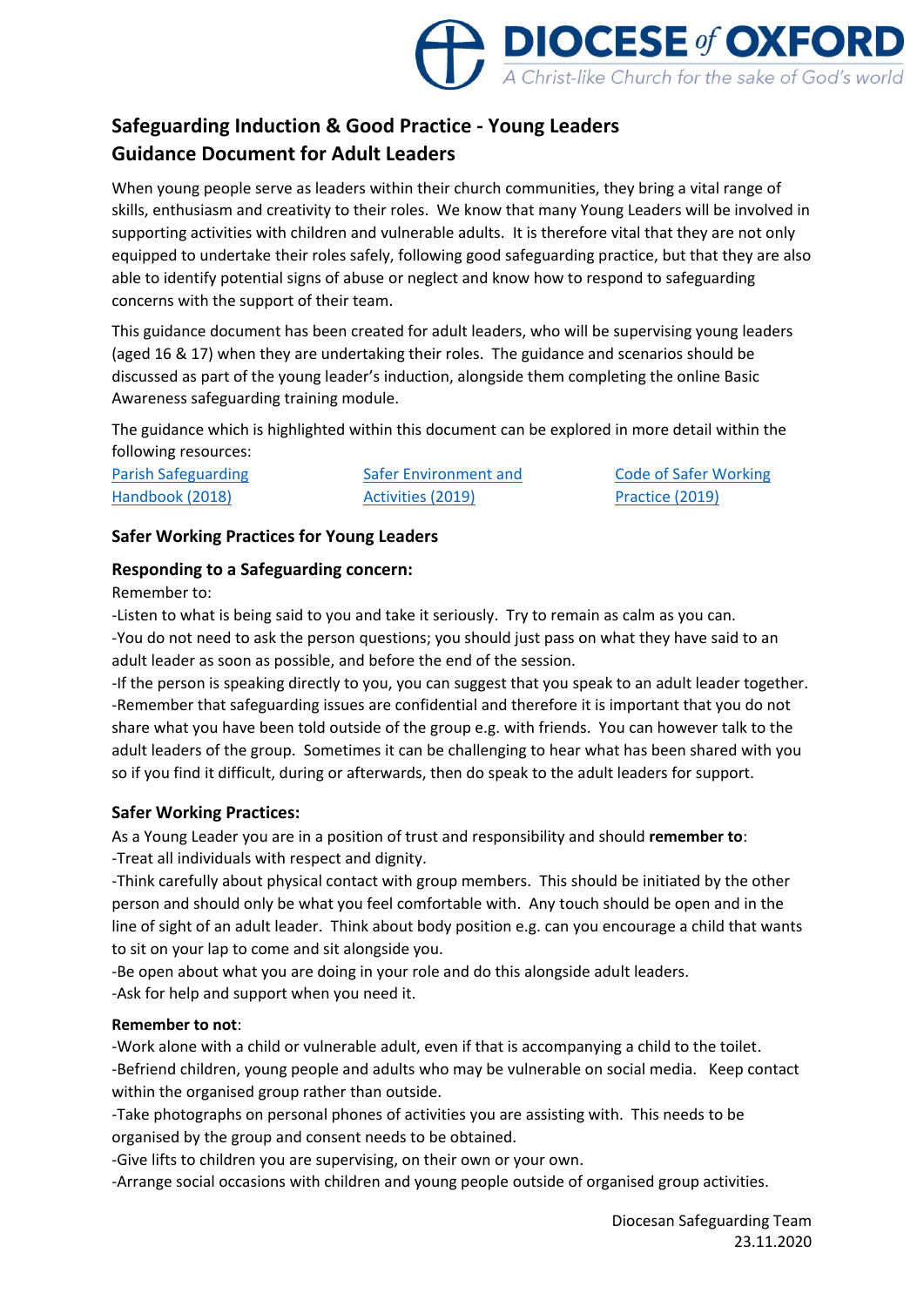DIOCESE of OXFORD
A Christ-like Church for the sake of God's world

# Safeguarding Induction & Good Practice - Young Leaders
# Guidance Document for Adult Leaders

When young people serve as leaders within their church communities, they bring a vital range of skills, enthusiasm and creativity to their roles. We know that many Young Leaders will be involved in supporting activities with children and vulnerable adults. It is therefore vital that they are not only equipped to undertake their roles safely, following good safeguarding practice, but that they are also able to identify potential signs of abuse or neglect and know how to respond to safeguarding concerns with the support of their team.

This guidance document has been created for adult leaders, who will be supervising young leaders (aged 16 & 17) when they are undertaking their roles. The guidance and scenarios should be discussed as part of the young leader's induction, alongside them completing the online Basic Awareness safeguarding training module.

The guidance which is highlighted within this document can be explored in more detail within the following resources:

Parish Safeguarding Handbook (2018)    Safer Environment and Activities (2019)    Code of Safer Working Practice (2019)

## Safer Working Practices for Young Leaders

### Responding to a Safeguarding concern:

Remember to:

-Listen to what is being said to you and take it seriously. Try to remain as calm as you can.
-You do not need to ask the person questions; you should just pass on what they have said to an adult leader as soon as possible, and before the end of the session.
-If the person is speaking directly to you, you can suggest that you speak to an adult leader together.
-Remember that safeguarding issues are confidential and therefore it is important that you do not share what you have been told outside of the group e.g. with friends. You can however talk to the adult leaders of the group. Sometimes it can be challenging to hear what has been shared with you so if you find it difficult, during or afterwards, then do speak to the adult leaders for support.

### Safer Working Practices:

As a Young Leader you are in a position of trust and responsibility and should **remember to**:
-Treat all individuals with respect and dignity.
-Think carefully about physical contact with group members. This should be initiated by the other person and should only be what you feel comfortable with. Any touch should be open and in the line of sight of an adult leader. Think about body position e.g. can you encourage a child that wants to sit on your lap to come and sit alongside you.
-Be open about what you are doing in your role and do this alongside adult leaders.
-Ask for help and support when you need it.

**Remember to not**:
-Work alone with a child or vulnerable adult, even if that is accompanying a child to the toilet.
-Befriend children, young people and adults who may be vulnerable on social media. Keep contact within the organised group rather than outside.
-Take photographs on personal phones of activities you are assisting with. This needs to be organised by the group and consent needs to be obtained.
-Give lifts to children you are supervising, on their own or your own.
-Arrange social occasions with children and young people outside of organised group activities.

Diocesan Safeguarding Team
23.11.2020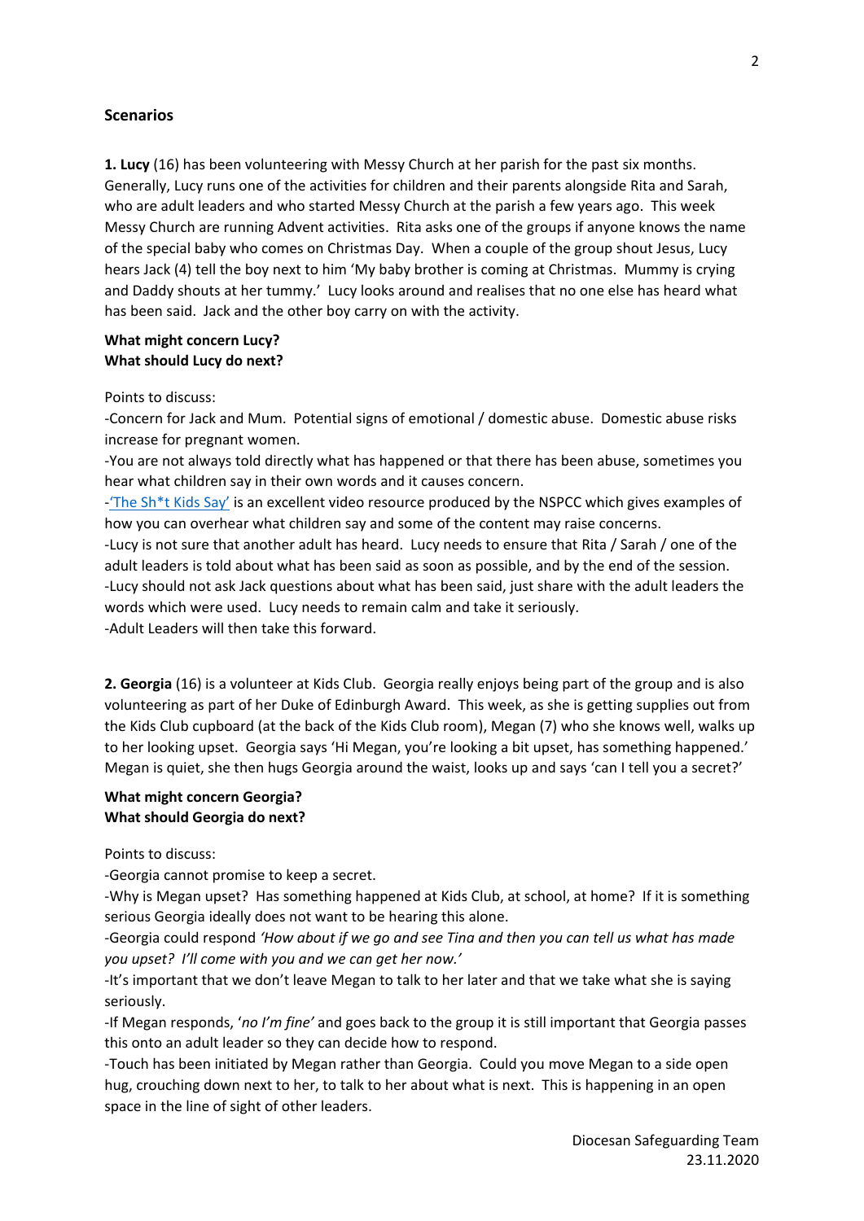## Scenarios

**1. Lucy** (16) has been volunteering with Messy Church at her parish for the past six months. Generally, Lucy runs one of the activities for children and their parents alongside Rita and Sarah, who are adult leaders and who started Messy Church at the parish a few years ago. This week Messy Church are running Advent activities. Rita asks one of the groups if anyone knows the name of the special baby who comes on Christmas Day. When a couple of the group shout Jesus, Lucy hears Jack (4) tell the boy next to him 'My baby brother is coming at Christmas. Mummy is crying and Daddy shouts at her tummy.' Lucy looks around and realises that no one else has heard what has been said. Jack and the other boy carry on with the activity.

**What might concern Lucy?**
**What should Lucy do next?**

Points to discuss:

-Concern for Jack and Mum. Potential signs of emotional / domestic abuse. Domestic abuse risks increase for pregnant women.

-You are not always told directly what has happened or that there has been abuse, sometimes you hear what children say in their own words and it causes concern.

-'The Sh*t Kids Say' is an excellent video resource produced by the NSPCC which gives examples of how you can overhear what children say and some of the content may raise concerns.

-Lucy is not sure that another adult has heard. Lucy needs to ensure that Rita / Sarah / one of the adult leaders is told about what has been said as soon as possible, and by the end of the session.

-Lucy should not ask Jack questions about what has been said, just share with the adult leaders the words which were used. Lucy needs to remain calm and take it seriously.

-Adult Leaders will then take this forward.

**2. Georgia** (16) is a volunteer at Kids Club. Georgia really enjoys being part of the group and is also volunteering as part of her Duke of Edinburgh Award. This week, as she is getting supplies out from the Kids Club cupboard (at the back of the Kids Club room), Megan (7) who she knows well, walks up to her looking upset. Georgia says 'Hi Megan, you're looking a bit upset, has something happened.' Megan is quiet, she then hugs Georgia around the waist, looks up and says 'can I tell you a secret?'

**What might concern Georgia?**
**What should Georgia do next?**

Points to discuss:

-Georgia cannot promise to keep a secret.

-Why is Megan upset? Has something happened at Kids Club, at school, at home? If it is something serious Georgia ideally does not want to be hearing this alone.

-Georgia could respond *'How about if we go and see Tina and then you can tell us what has made you upset? I'll come with you and we can get her now.'*

-It's important that we don't leave Megan to talk to her later and that we take what she is saying seriously.

-If Megan responds, '*no I'm fine'* and goes back to the group it is still important that Georgia passes this onto an adult leader so they can decide how to respond.

-Touch has been initiated by Megan rather than Georgia. Could you move Megan to a side open hug, crouching down next to her, to talk to her about what is next. This is happening in an open space in the line of sight of other leaders.

Diocesan Safeguarding Team
23.11.2020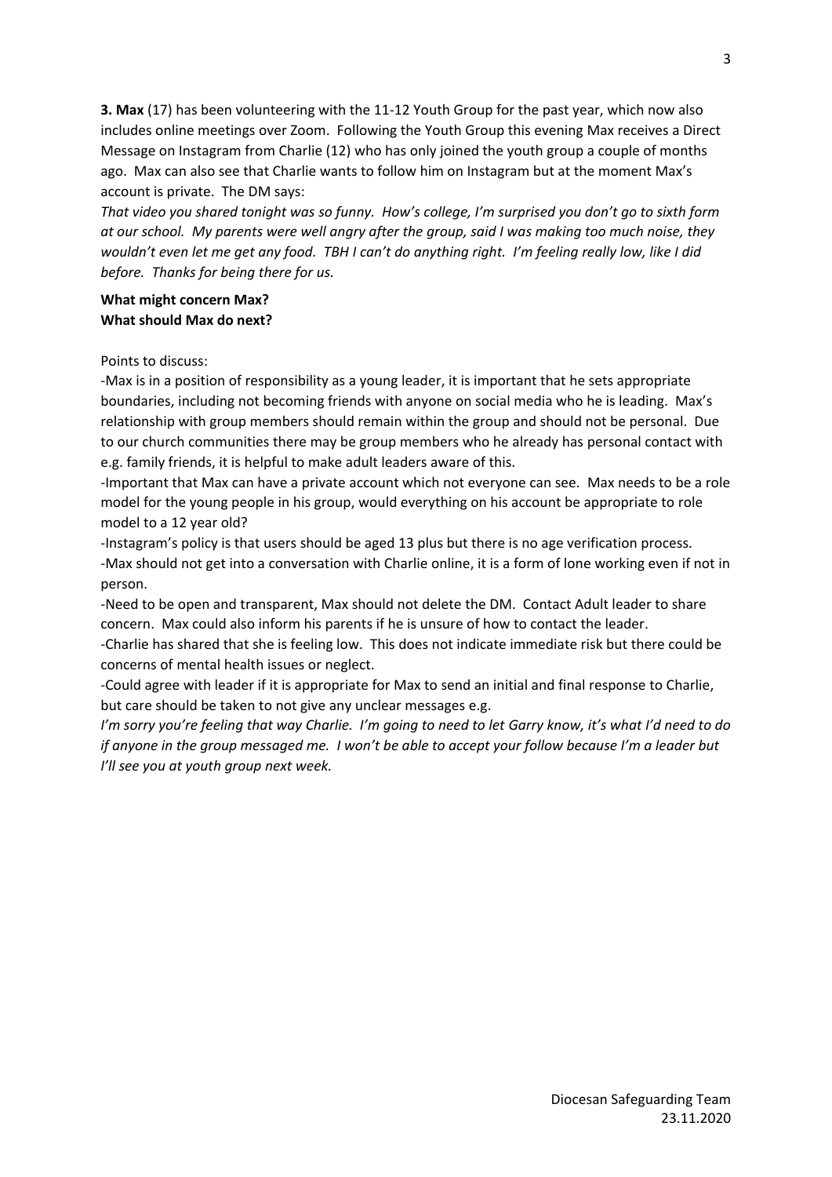**3. Max** (17) has been volunteering with the 11-12 Youth Group for the past year, which now also includes online meetings over Zoom. Following the Youth Group this evening Max receives a Direct Message on Instagram from Charlie (12) who has only joined the youth group a couple of months ago. Max can also see that Charlie wants to follow him on Instagram but at the moment Max's account is private. The DM says:

*That video you shared tonight was so funny. How's college, I'm surprised you don't go to sixth form at our school. My parents were well angry after the group, said I was making too much noise, they wouldn't even let me get any food. TBH I can't do anything right. I'm feeling really low, like I did before. Thanks for being there for us.*

**What might concern Max?**
**What should Max do next?**

Points to discuss:

-Max is in a position of responsibility as a young leader, it is important that he sets appropriate boundaries, including not becoming friends with anyone on social media who he is leading. Max's relationship with group members should remain within the group and should not be personal. Due to our church communities there may be group members who he already has personal contact with e.g. family friends, it is helpful to make adult leaders aware of this.

-Important that Max can have a private account which not everyone can see. Max needs to be a role model for the young people in his group, would everything on his account be appropriate to role model to a 12 year old?

-Instagram's policy is that users should be aged 13 plus but there is no age verification process.

-Max should not get into a conversation with Charlie online, it is a form of lone working even if not in person.

-Need to be open and transparent, Max should not delete the DM. Contact Adult leader to share concern. Max could also inform his parents if he is unsure of how to contact the leader.

-Charlie has shared that she is feeling low. This does not indicate immediate risk but there could be concerns of mental health issues or neglect.

-Could agree with leader if it is appropriate for Max to send an initial and final response to Charlie, but care should be taken to not give any unclear messages e.g.

*I'm sorry you're feeling that way Charlie. I'm going to need to let Garry know, it's what I'd need to do if anyone in the group messaged me. I won't be able to accept your follow because I'm a leader but I'll see you at youth group next week.*

Diocesan Safeguarding Team
23.11.2020